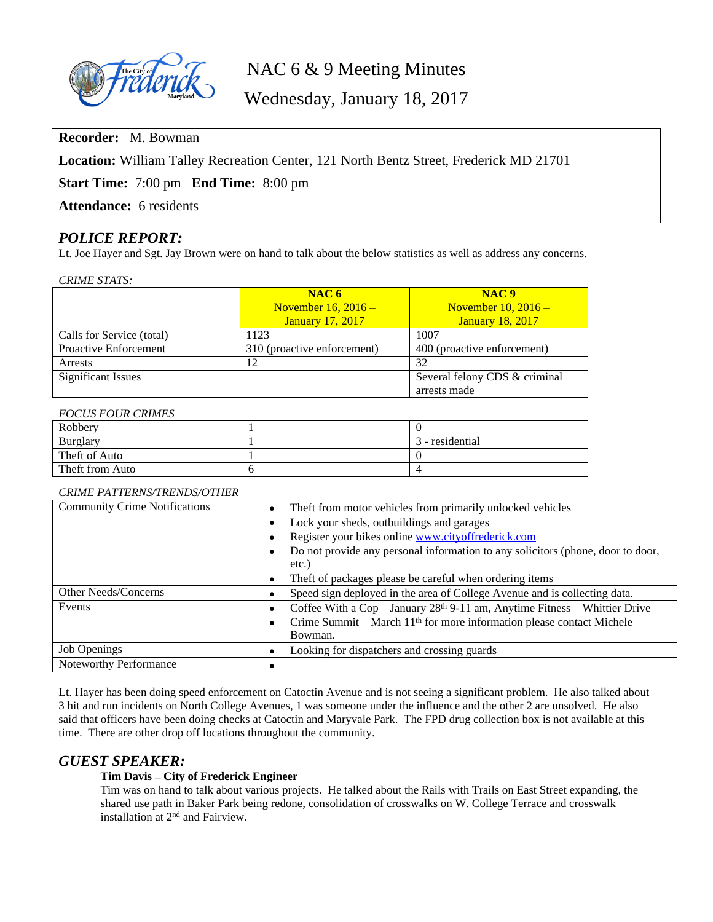# NAC 6 & 9 Meeting Minutes

## Wednesday, January 18, 2017

**Recorder:** M. Bowman

**Location:** William Talley Recreation Center, 121 North Bentz Street, Frederick MD 21701

**Start Time:** 7:00 pm **End Time:** 8:00 pm

**Attendance:** 6 residents

## *POLICE REPORT:*

Lt. Joe Hayer and Sgt. Jay Brown were on hand to talk about the below statistics as well as address any concerns.

*CRIME STATS:*

| | NAC 6<br>November 16, 2016 – January 17, 2017 | NAC 9<br>November 10, 2016 – January 18, 2017 |
|---|---|---|
| Calls for Service (total) | 1123 | 1007 |
| Proactive Enforcement | 310 (proactive enforcement) | 400 (proactive enforcement) |
| Arrests | 12 | 32 |
| Significant Issues | | Several felony CDS & criminal arrests made |

*FOCUS FOUR CRIMES*

| | | |
|---|---|---|
| Robbery | 1 | 0 |
| Burglary | 1 | 3 - residential |
| Theft of Auto | 1 | 0 |
| Theft from Auto | 6 | 4 |

*CRIME PATTERNS/TRENDS/OTHER*

| | |
|---|---|
| Community Crime Notifications | • Theft from motor vehicles from primarily unlocked vehicles<br>• Lock your sheds, outbuildings and garages<br>• Register your bikes online www.cityoffrederick.com<br>• Do not provide any personal information to any solicitors (phone, door to door, etc.)<br>• Theft of packages please be careful when ordering items |
| Other Needs/Concerns | • Speed sign deployed in the area of College Avenue and is collecting data. |
| Events | • Coffee With a Cop – January 28th 9-11 am, Anytime Fitness – Whittier Drive<br>• Crime Summit – March 11th for more information please contact Michele Bowman. |
| Job Openings | • Looking for dispatchers and crossing guards |
| Noteworthy Performance | • |

Lt. Hayer has been doing speed enforcement on Catoctin Avenue and is not seeing a significant problem. He also talked about 3 hit and run incidents on North College Avenues, 1 was someone under the influence and the other 2 are unsolved. He also said that officers have been doing checks at Catoctin and Maryvale Park. The FPD drug collection box is not available at this time. There are other drop off locations throughout the community.

## *GUEST SPEAKER:*

**Tim Davis – City of Frederick Engineer**

Tim was on hand to talk about various projects. He talked about the Rails with Trails on East Street expanding, the shared use path in Baker Park being redone, consolidation of crosswalks on W. College Terrace and crosswalk installation at 2nd and Fairview.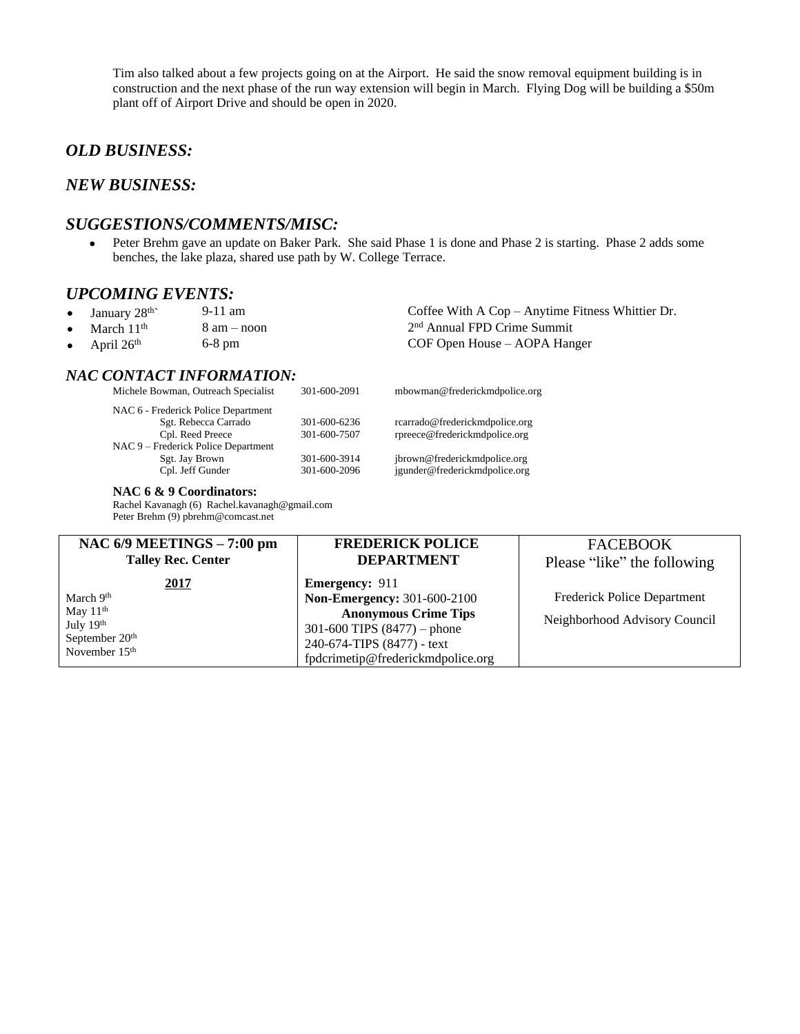Tim also talked about a few projects going on at the Airport. He said the snow removal equipment building is in construction and the next phase of the run way extension will begin in March. Flying Dog will be building a $50m plant off of Airport Drive and should be open in 2020.

## *OLD BUSINESS:*

## *NEW BUSINESS:*

## *SUGGESTIONS/COMMENTS/MISC:*

- Peter Brehm gave an update on Baker Park. She said Phase 1 is done and Phase 2 is starting. Phase 2 adds some benches, the lake plaza, shared use path by W. College Terrace.

## *UPCOMING EVENTS:*

| | | |
|---|---|---|
| • January 28th` | 9-11 am | Coffee With A Cop – Anytime Fitness Whittier Dr. |
| • March 11th | 8 am – noon | 2nd Annual FPD Crime Summit |
| • April 26th | 6-8 pm | COF Open House – AOPA Hanger |

## *NAC CONTACT INFORMATION:*

| | | |
|---|---|---|
| Michele Bowman, Outreach Specialist | 301-600-2091 | mbowman@frederickmdpolice.org |
| NAC 6 - Frederick Police Department | | |
| Sgt. Rebecca Carrado | 301-600-6236 | rcarrado@frederickmdpolice.org |
| Cpl. Reed Preece | 301-600-7507 | rpreece@frederickmdpolice.org |
| NAC 9 – Frederick Police Department | | |
| Sgt. Jay Brown | 301-600-3914 | jbrown@frederickmdpolice.org |
| Cpl. Jeff Gunder | 301-600-2096 | jgunder@frederickmdpolice.org |

**NAC 6 & 9 Coordinators:**

Rachel Kavanagh (6) Rachel.kavanagh@gmail.com
Peter Brehm (9) pbrehm@comcast.net

| NAC 6/9 MEETINGS – 7:00 pm<br>Talley Rec. Center | FREDERICK POLICE DEPARTMENT | FACEBOOK<br>Please "like" the following |
|---|---|---|
| **2017**<br>March 9th<br>May 11th<br>July 19th<br>September 20th<br>November 15th | **Emergency:** 911<br>**Non-Emergency:** 301-600-2100<br>**Anonymous Crime Tips**<br>301-600 TIPS (8477) – phone<br>240-674-TIPS (8477) - text<br>fpdcrimetip@frederickmdpolice.org | Frederick Police Department<br>Neighborhood Advisory Council |